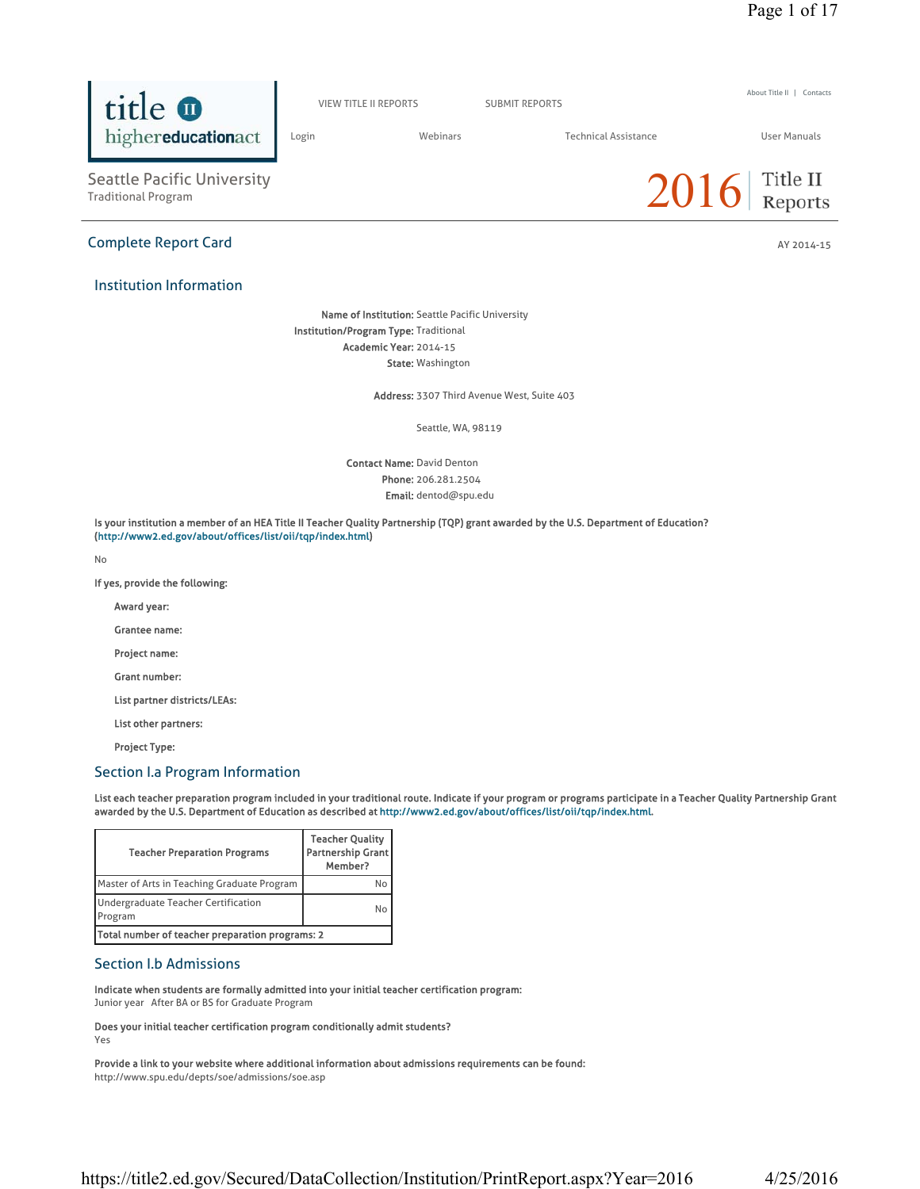# Seattle Pacific University
Traditional Program

2016 Title II Reports

## Complete Report Card

AY 2014-15

### Institution Information

**Name of Institution:** Seattle Pacific University
**Institution/Program Type:** Traditional
**Academic Year:** 2014-15
**State:** Washington

**Address:** 3307 Third Avenue West, Suite 403

Seattle, WA, 98119

**Contact Name:** David Denton
**Phone:** 206.281.2504
**Email:** dentod@spu.edu

**Is your institution a member of an HEA Title II Teacher Quality Partnership (TQP) grant awarded by the U.S. Department of Education? (http://www2.ed.gov/about/offices/list/oii/tqp/index.html)**

No

**If yes, provide the following:**

- **Award year:**
- **Grantee name:**
- **Project name:**
- **Grant number:**
- **List partner districts/LEAs:**
- **List other partners:**
- **Project Type:**

### Section I.a Program Information

**List each teacher preparation program included in your traditional route. Indicate if your program or programs participate in a Teacher Quality Partnership Grant awarded by the U.S. Department of Education as described at http://www2.ed.gov/about/offices/list/oii/tqp/index.html.**

| Teacher Preparation Programs | Teacher Quality Partnership Grant Member? |
|---|---|
| Master of Arts in Teaching Graduate Program | No |
| Undergraduate Teacher Certification Program | No |
| **Total number of teacher preparation programs: 2** | |

### Section I.b Admissions

**Indicate when students are formally admitted into your initial teacher certification program:**
Junior year After BA or BS for Graduate Program

**Does your initial teacher certification program conditionally admit students?**
Yes

**Provide a link to your website where additional information about admissions requirements can be found:**
http://www.spu.edu/depts/soe/admissions/soe.asp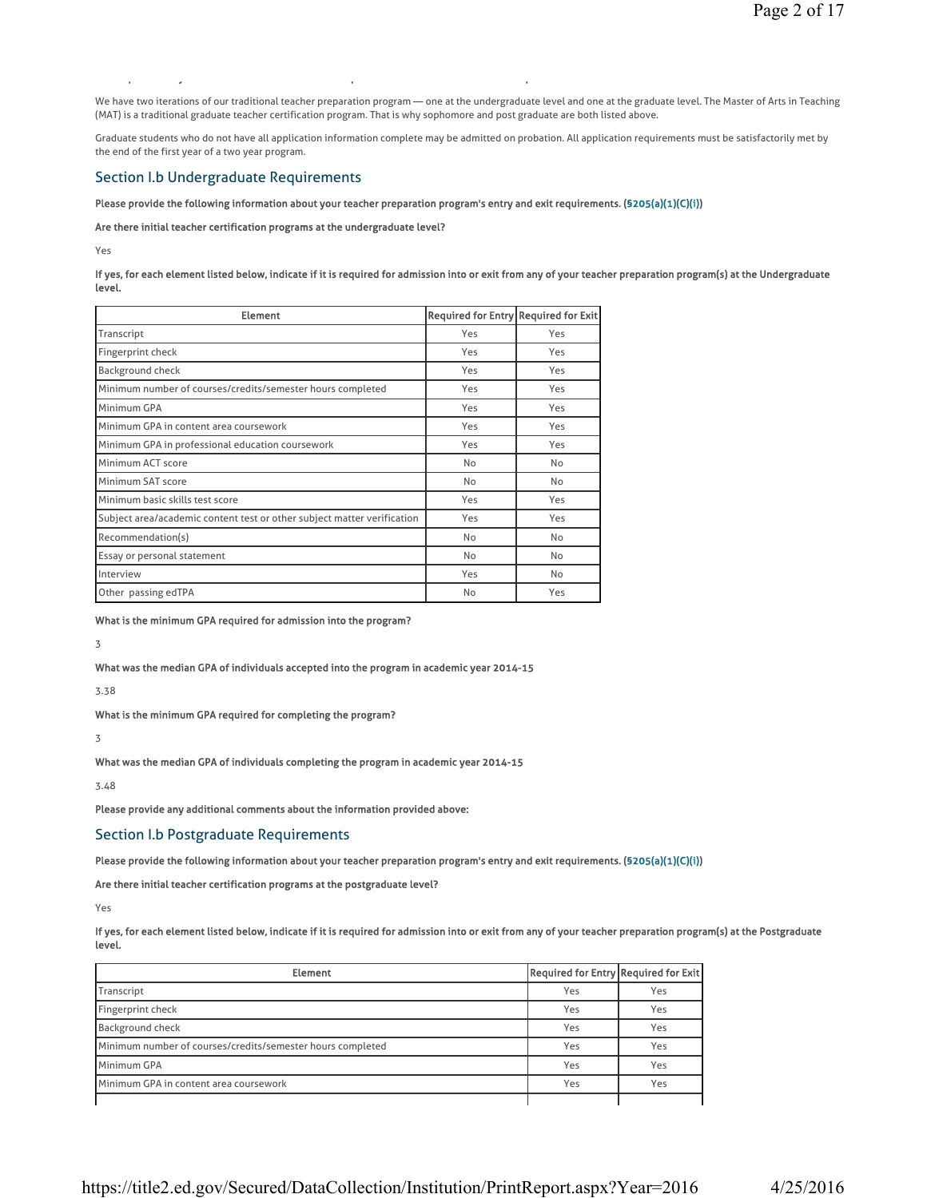We have two iterations of our traditional teacher preparation program — one at the undergraduate level and one at the graduate level. The Master of Arts in Teaching (MAT) is a traditional graduate teacher certification program. That is why sophomore and post graduate are both listed above.

Graduate students who do not have all application information complete may be admitted on probation. All application requirements must be satisfactorily met by the end of the first year of a two year program.

## Section I.b Undergraduate Requirements

**Please provide the following information about your teacher preparation program's entry and exit requirements. (§205(a)(1)(C)(i))**

**Are there initial teacher certification programs at the undergraduate level?**

Yes

**If yes, for each element listed below, indicate if it is required for admission into or exit from any of your teacher preparation program(s) at the Undergraduate level.**

| Element | Required for Entry | Required for Exit |
|---|---|---|
| Transcript | Yes | Yes |
| Fingerprint check | Yes | Yes |
| Background check | Yes | Yes |
| Minimum number of courses/credits/semester hours completed | Yes | Yes |
| Minimum GPA | Yes | Yes |
| Minimum GPA in content area coursework | Yes | Yes |
| Minimum GPA in professional education coursework | Yes | Yes |
| Minimum ACT score | No | No |
| Minimum SAT score | No | No |
| Minimum basic skills test score | Yes | Yes |
| Subject area/academic content test or other subject matter verification | Yes | Yes |
| Recommendation(s) | No | No |
| Essay or personal statement | No | No |
| Interview | Yes | No |
| Other passing edTPA | No | Yes |

**What is the minimum GPA required for admission into the program?**

3

**What was the median GPA of individuals accepted into the program in academic year 2014-15**

3.38

**What is the minimum GPA required for completing the program?**

3

**What was the median GPA of individuals completing the program in academic year 2014-15**

3.48

**Please provide any additional comments about the information provided above:**

## Section I.b Postgraduate Requirements

**Please provide the following information about your teacher preparation program's entry and exit requirements. (§205(a)(1)(C)(i))**

**Are there initial teacher certification programs at the postgraduate level?**

Yes

**If yes, for each element listed below, indicate if it is required for admission into or exit from any of your teacher preparation program(s) at the Postgraduate level.**

| Element | Required for Entry | Required for Exit |
|---|---|---|
| Transcript | Yes | Yes |
| Fingerprint check | Yes | Yes |
| Background check | Yes | Yes |
| Minimum number of courses/credits/semester hours completed | Yes | Yes |
| Minimum GPA | Yes | Yes |
| Minimum GPA in content area coursework | Yes | Yes |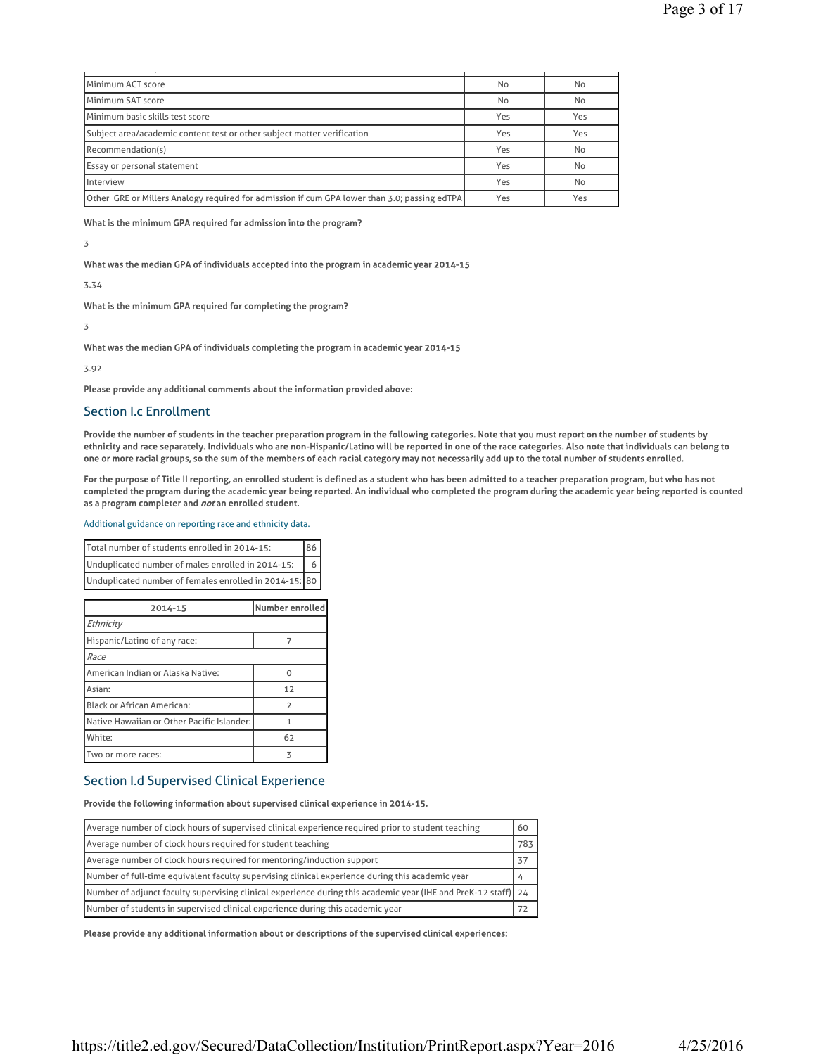| | | |
|---|---|---|
| Minimum ACT score | No | No |
| Minimum SAT score | No | No |
| Minimum basic skills test score | Yes | Yes |
| Subject area/academic content test or other subject matter verification | Yes | Yes |
| Recommendation(s) | Yes | No |
| Essay or personal statement | Yes | No |
| Interview | Yes | No |
| Other GRE or Millers Analogy required for admission if cum GPA lower than 3.0; passing edTPA | Yes | Yes |

**What is the minimum GPA required for admission into the program?**

3

**What was the median GPA of individuals accepted into the program in academic year 2014-15**

3.34

**What is the minimum GPA required for completing the program?**

3

**What was the median GPA of individuals completing the program in academic year 2014-15**

3.92

**Please provide any additional comments about the information provided above:**

## Section I.c Enrollment

**Provide the number of students in the teacher preparation program in the following categories. Note that you must report on the number of students by ethnicity and race separately. Individuals who are non-Hispanic/Latino will be reported in one of the race categories. Also note that individuals can belong to one or more racial groups, so the sum of the members of each racial category may not necessarily add up to the total number of students enrolled.**

**For the purpose of Title II reporting, an enrolled student is defined as a student who has been admitted to a teacher preparation program, but who has not completed the program during the academic year being reported. An individual who completed the program during the academic year being reported is counted as a program completer and *not* an enrolled student.**

Additional guidance on reporting race and ethnicity data.

| | |
|---|---|
| Total number of students enrolled in 2014-15: | 86 |
| Unduplicated number of males enrolled in 2014-15: | 6 |
| Unduplicated number of females enrolled in 2014-15: | 80 |

| 2014-15 | Number enrolled |
|---|---|
| *Ethnicity* | |
| Hispanic/Latino of any race: | 7 |
| *Race* | |
| American Indian or Alaska Native: | 0 |
| Asian: | 12 |
| Black or African American: | 2 |
| Native Hawaiian or Other Pacific Islander: | 1 |
| White: | 62 |
| Two or more races: | 3 |

## Section I.d Supervised Clinical Experience

**Provide the following information about supervised clinical experience in 2014-15.**

| | |
|---|---|
| Average number of clock hours of supervised clinical experience required prior to student teaching | 60 |
| Average number of clock hours required for student teaching | 783 |
| Average number of clock hours required for mentoring/induction support | 37 |
| Number of full-time equivalent faculty supervising clinical experience during this academic year | 4 |
| Number of adjunct faculty supervising clinical experience during this academic year (IHE and PreK-12 staff) | 24 |
| Number of students in supervised clinical experience during this academic year | 72 |

**Please provide any additional information about or descriptions of the supervised clinical experiences:**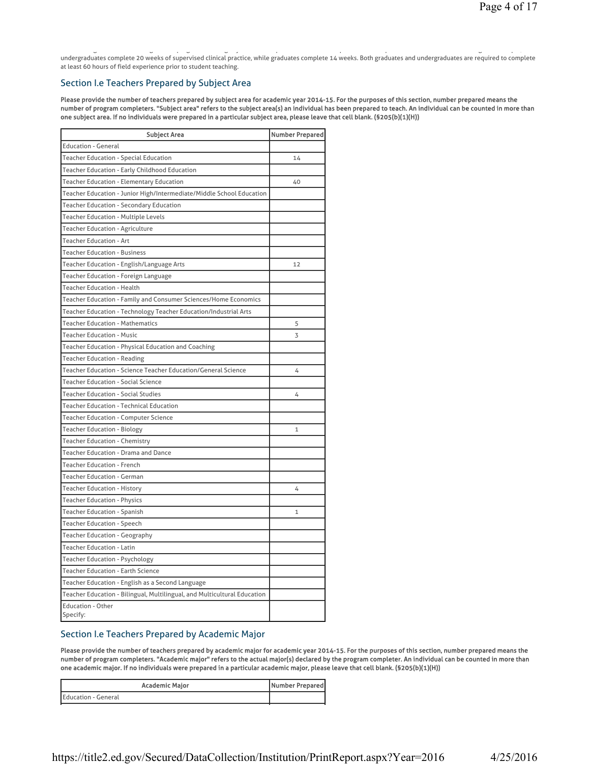undergraduates complete 20 weeks of supervised clinical practice, while graduates complete 14 weeks. Both graduates and undergraduates are required to complete at least 60 hours of field experience prior to student teaching.

## Section I.e Teachers Prepared by Subject Area

**Please provide the number of teachers prepared by subject area for academic year 2014-15. For the purposes of this section, number prepared means the number of program completers. "Subject area" refers to the subject area(s) an individual has been prepared to teach. An individual can be counted in more than one subject area. If no individuals were prepared in a particular subject area, please leave that cell blank. (§205(b)(1)(H))**

| Subject Area | Number Prepared |
|---|---|
| Education - General | |
| Teacher Education - Special Education | 14 |
| Teacher Education - Early Childhood Education | |
| Teacher Education - Elementary Education | 40 |
| Teacher Education - Junior High/Intermediate/Middle School Education | |
| Teacher Education - Secondary Education | |
| Teacher Education - Multiple Levels | |
| Teacher Education - Agriculture | |
| Teacher Education - Art | |
| Teacher Education - Business | |
| Teacher Education - English/Language Arts | 12 |
| Teacher Education - Foreign Language | |
| Teacher Education - Health | |
| Teacher Education - Family and Consumer Sciences/Home Economics | |
| Teacher Education - Technology Teacher Education/Industrial Arts | |
| Teacher Education - Mathematics | 5 |
| Teacher Education - Music | 3 |
| Teacher Education - Physical Education and Coaching | |
| Teacher Education - Reading | |
| Teacher Education - Science Teacher Education/General Science | 4 |
| Teacher Education - Social Science | |
| Teacher Education - Social Studies | 4 |
| Teacher Education - Technical Education | |
| Teacher Education - Computer Science | |
| Teacher Education - Biology | 1 |
| Teacher Education - Chemistry | |
| Teacher Education - Drama and Dance | |
| Teacher Education - French | |
| Teacher Education - German | |
| Teacher Education - History | 4 |
| Teacher Education - Physics | |
| Teacher Education - Spanish | 1 |
| Teacher Education - Speech | |
| Teacher Education - Geography | |
| Teacher Education - Latin | |
| Teacher Education - Psychology | |
| Teacher Education - Earth Science | |
| Teacher Education - English as a Second Language | |
| Teacher Education - Bilingual, Multilingual, and Multicultural Education | |
| Education - Other Specify: | |

## Section I.e Teachers Prepared by Academic Major

**Please provide the number of teachers prepared by academic major for academic year 2014-15. For the purposes of this section, number prepared means the number of program completers. "Academic major" refers to the actual major(s) declared by the program completer. An individual can be counted in more than one academic major. If no individuals were prepared in a particular academic major, please leave that cell blank. (§205(b)(1)(H))**

| Academic Major | Number Prepared |
|---|---|
| Education - General | |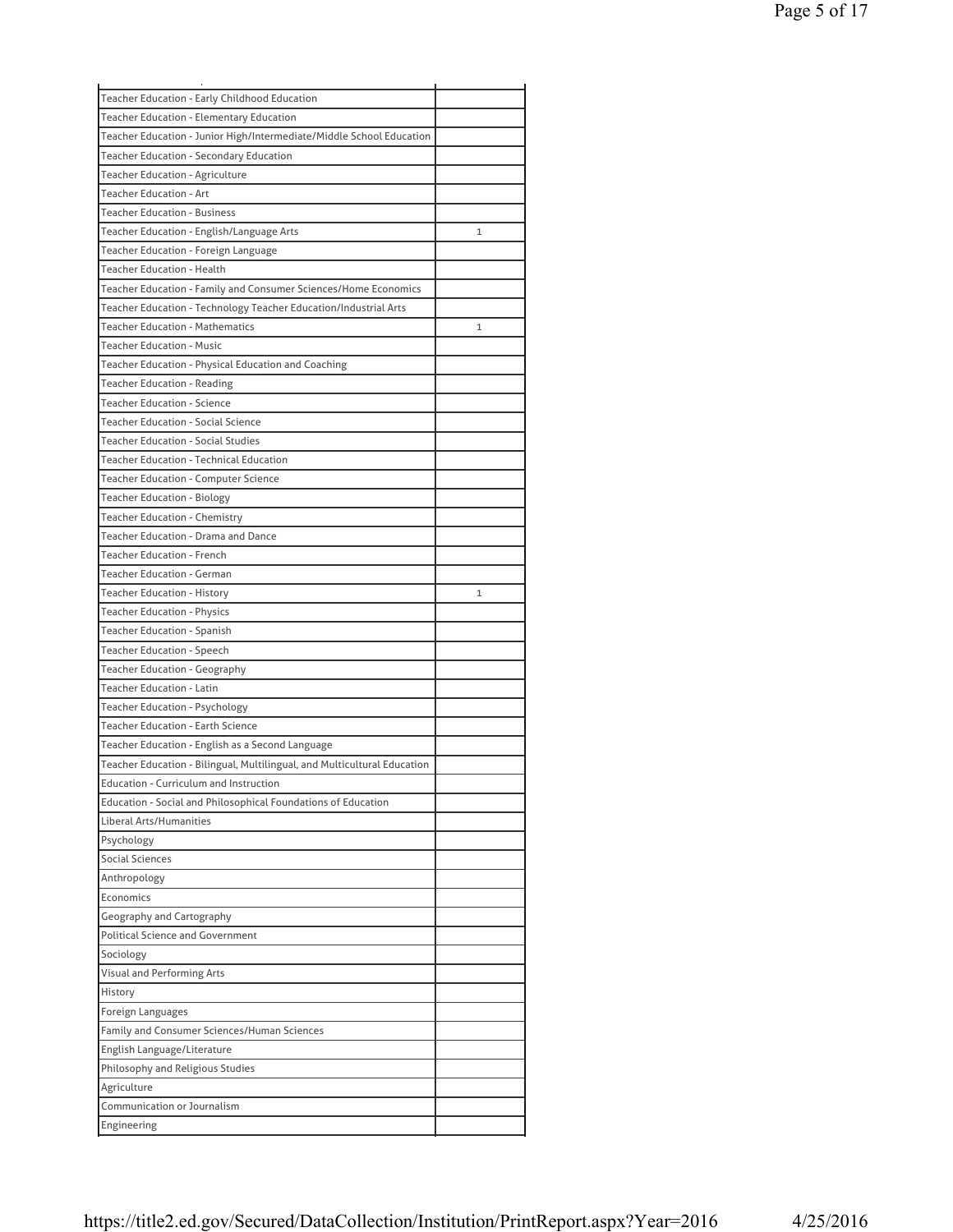| | |
|---|---|
| Teacher Education - Early Childhood Education | |
| Teacher Education - Elementary Education | |
| Teacher Education - Junior High/Intermediate/Middle School Education | |
| Teacher Education - Secondary Education | |
| Teacher Education - Agriculture | |
| Teacher Education - Art | |
| Teacher Education - Business | |
| Teacher Education - English/Language Arts | 1 |
| Teacher Education - Foreign Language | |
| Teacher Education - Health | |
| Teacher Education - Family and Consumer Sciences/Home Economics | |
| Teacher Education - Technology Teacher Education/Industrial Arts | |
| Teacher Education - Mathematics | 1 |
| Teacher Education - Music | |
| Teacher Education - Physical Education and Coaching | |
| Teacher Education - Reading | |
| Teacher Education - Science | |
| Teacher Education - Social Science | |
| Teacher Education - Social Studies | |
| Teacher Education - Technical Education | |
| Teacher Education - Computer Science | |
| Teacher Education - Biology | |
| Teacher Education - Chemistry | |
| Teacher Education - Drama and Dance | |
| Teacher Education - French | |
| Teacher Education - German | |
| Teacher Education - History | 1 |
| Teacher Education - Physics | |
| Teacher Education - Spanish | |
| Teacher Education - Speech | |
| Teacher Education - Geography | |
| Teacher Education - Latin | |
| Teacher Education - Psychology | |
| Teacher Education - Earth Science | |
| Teacher Education - English as a Second Language | |
| Teacher Education - Bilingual, Multilingual, and Multicultural Education | |
| Education - Curriculum and Instruction | |
| Education - Social and Philosophical Foundations of Education | |
| Liberal Arts/Humanities | |
| Psychology | |
| Social Sciences | |
| Anthropology | |
| Economics | |
| Geography and Cartography | |
| Political Science and Government | |
| Sociology | |
| Visual and Performing Arts | |
| History | |
| Foreign Languages | |
| Family and Consumer Sciences/Human Sciences | |
| English Language/Literature | |
| Philosophy and Religious Studies | |
| Agriculture | |
| Communication or Journalism | |
| Engineering | |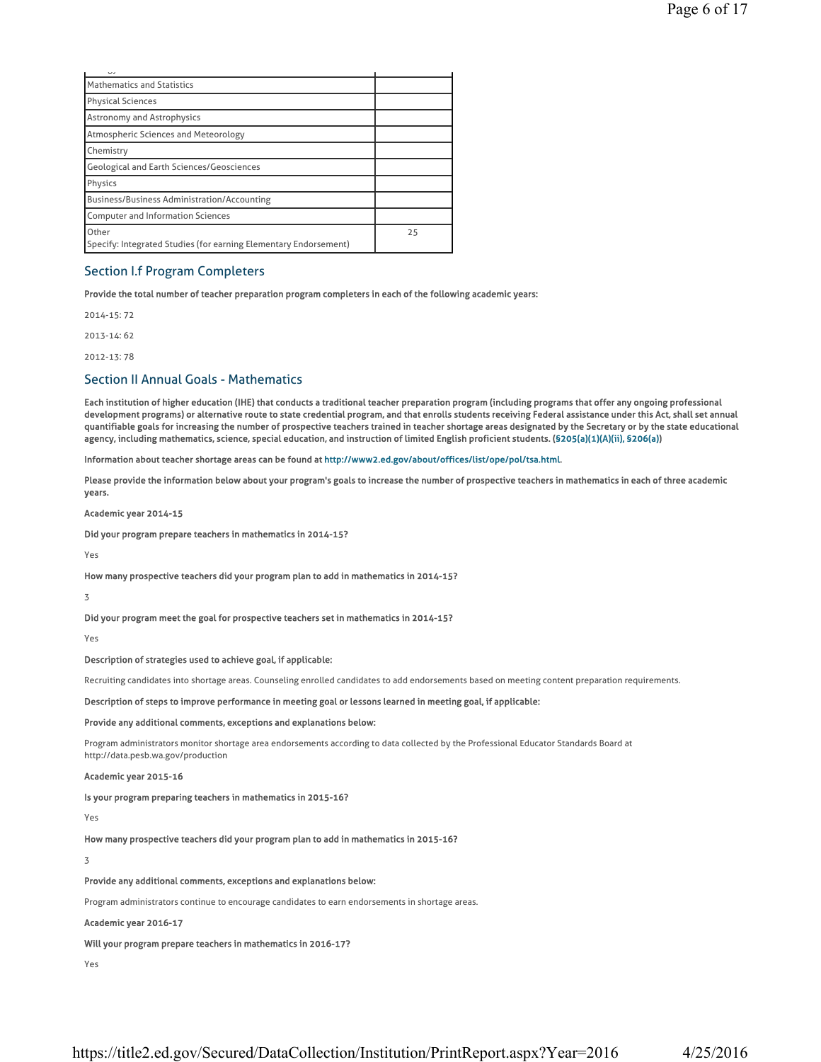| | |
|---|---|
| Mathematics and Statistics | |
| Physical Sciences | |
| Astronomy and Astrophysics | |
| Atmospheric Sciences and Meteorology | |
| Chemistry | |
| Geological and Earth Sciences/Geosciences | |
| Physics | |
| Business/Business Administration/Accounting | |
| Computer and Information Sciences | |
| Other<br>Specify: Integrated Studies (for earning Elementary Endorsement) | 25 |

## Section I.f Program Completers

**Provide the total number of teacher preparation program completers in each of the following academic years:**

2014-15: 72

2013-14: 62

2012-13: 78

## Section II Annual Goals - Mathematics

**Each institution of higher education (IHE) that conducts a traditional teacher preparation program (including programs that offer any ongoing professional development programs) or alternative route to state credential program, and that enrolls students receiving Federal assistance under this Act, shall set annual quantifiable goals for increasing the number of prospective teachers trained in teacher shortage areas designated by the Secretary or by the state educational agency, including mathematics, science, special education, and instruction of limited English proficient students. (§205(a)(1)(A)(ii), §206(a))**

**Information about teacher shortage areas can be found at http://www2.ed.gov/about/offices/list/ope/pol/tsa.html.**

**Please provide the information below about your program's goals to increase the number of prospective teachers in mathematics in each of three academic years.**

**Academic year 2014-15**

**Did your program prepare teachers in mathematics in 2014-15?**

Yes

**How many prospective teachers did your program plan to add in mathematics in 2014-15?**

3

**Did your program meet the goal for prospective teachers set in mathematics in 2014-15?**

Yes

**Description of strategies used to achieve goal, if applicable:**

Recruiting candidates into shortage areas. Counseling enrolled candidates to add endorsements based on meeting content preparation requirements.

**Description of steps to improve performance in meeting goal or lessons learned in meeting goal, if applicable:**

**Provide any additional comments, exceptions and explanations below:**

Program administrators monitor shortage area endorsements according to data collected by the Professional Educator Standards Board at http://data.pesb.wa.gov/production

**Academic year 2015-16**

**Is your program preparing teachers in mathematics in 2015-16?**

Yes

**How many prospective teachers did your program plan to add in mathematics in 2015-16?**

3

**Provide any additional comments, exceptions and explanations below:**

Program administrators continue to encourage candidates to earn endorsements in shortage areas.

**Academic year 2016-17**

**Will your program prepare teachers in mathematics in 2016-17?**

Yes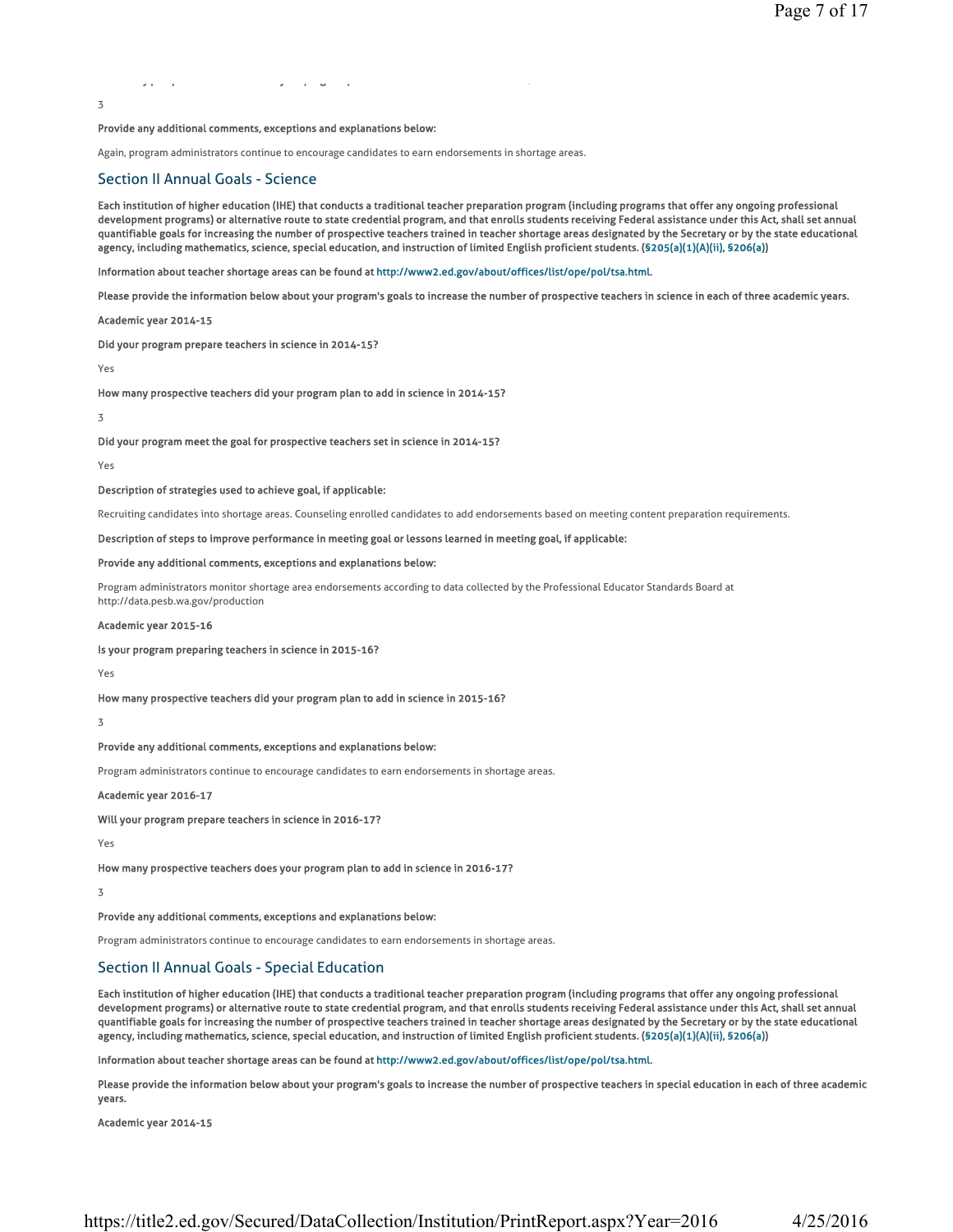3

**Provide any additional comments, exceptions and explanations below:**

Again, program administrators continue to encourage candidates to earn endorsements in shortage areas.

## Section II Annual Goals - Science

**Each institution of higher education (IHE) that conducts a traditional teacher preparation program (including programs that offer any ongoing professional development programs) or alternative route to state credential program, and that enrolls students receiving Federal assistance under this Act, shall set annual quantifiable goals for increasing the number of prospective teachers trained in teacher shortage areas designated by the Secretary or by the state educational agency, including mathematics, science, special education, and instruction of limited English proficient students. (§205(a)(1)(A)(ii), §206(a))**

**Information about teacher shortage areas can be found at http://www2.ed.gov/about/offices/list/ope/pol/tsa.html.**

**Please provide the information below about your program's goals to increase the number of prospective teachers in science in each of three academic years.**

**Academic year 2014-15**

**Did your program prepare teachers in science in 2014-15?**

Yes

**How many prospective teachers did your program plan to add in science in 2014-15?**

3

**Did your program meet the goal for prospective teachers set in science in 2014-15?**

Yes

**Description of strategies used to achieve goal, if applicable:**

Recruiting candidates into shortage areas. Counseling enrolled candidates to add endorsements based on meeting content preparation requirements.

**Description of steps to improve performance in meeting goal or lessons learned in meeting goal, if applicable:**

**Provide any additional comments, exceptions and explanations below:**

Program administrators monitor shortage area endorsements according to data collected by the Professional Educator Standards Board at http://data.pesb.wa.gov/production

**Academic year 2015-16**

**Is your program preparing teachers in science in 2015-16?**

Yes

**How many prospective teachers did your program plan to add in science in 2015-16?**

3

**Provide any additional comments, exceptions and explanations below:**

Program administrators continue to encourage candidates to earn endorsements in shortage areas.

**Academic year 2016-17**

**Will your program prepare teachers in science in 2016-17?**

Yes

**How many prospective teachers does your program plan to add in science in 2016-17?**

3

**Provide any additional comments, exceptions and explanations below:**

Program administrators continue to encourage candidates to earn endorsements in shortage areas.

## Section II Annual Goals - Special Education

**Each institution of higher education (IHE) that conducts a traditional teacher preparation program (including programs that offer any ongoing professional development programs) or alternative route to state credential program, and that enrolls students receiving Federal assistance under this Act, shall set annual quantifiable goals for increasing the number of prospective teachers trained in teacher shortage areas designated by the Secretary or by the state educational agency, including mathematics, science, special education, and instruction of limited English proficient students. (§205(a)(1)(A)(ii), §206(a))**

**Information about teacher shortage areas can be found at http://www2.ed.gov/about/offices/list/ope/pol/tsa.html.**

**Please provide the information below about your program's goals to increase the number of prospective teachers in special education in each of three academic years.**

**Academic year 2014-15**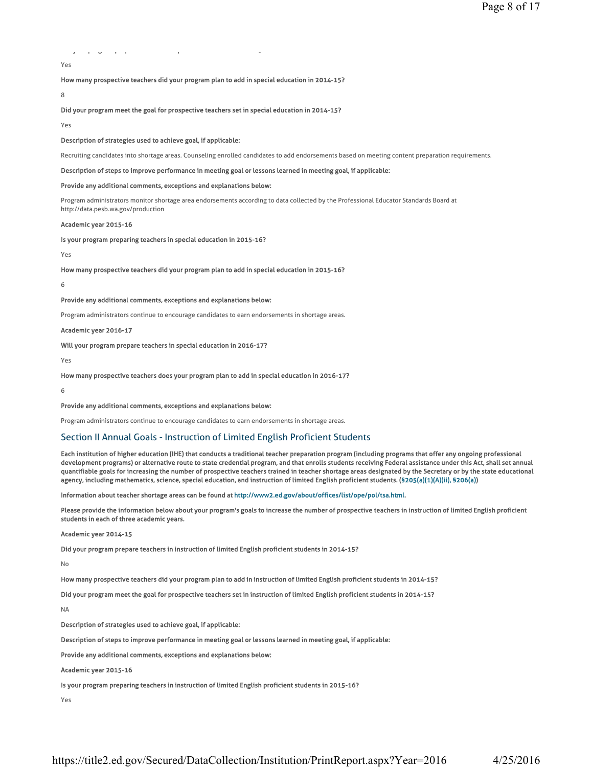Yes

**How many prospective teachers did your program plan to add in special education in 2014-15?**

8

**Did your program meet the goal for prospective teachers set in special education in 2014-15?**

Yes

**Description of strategies used to achieve goal, if applicable:**

Recruiting candidates into shortage areas. Counseling enrolled candidates to add endorsements based on meeting content preparation requirements.

**Description of steps to improve performance in meeting goal or lessons learned in meeting goal, if applicable:**

**Provide any additional comments, exceptions and explanations below:**

Program administrators monitor shortage area endorsements according to data collected by the Professional Educator Standards Board at http://data.pesb.wa.gov/production

**Academic year 2015-16**

**Is your program preparing teachers in special education in 2015-16?**

Yes

**How many prospective teachers did your program plan to add in special education in 2015-16?**

6

**Provide any additional comments, exceptions and explanations below:**

Program administrators continue to encourage candidates to earn endorsements in shortage areas.

**Academic year 2016-17**

**Will your program prepare teachers in special education in 2016-17?**

Yes

**How many prospective teachers does your program plan to add in special education in 2016-17?**

6

**Provide any additional comments, exceptions and explanations below:**

Program administrators continue to encourage candidates to earn endorsements in shortage areas.

## Section II Annual Goals - Instruction of Limited English Proficient Students

**Each institution of higher education (IHE) that conducts a traditional teacher preparation program (including programs that offer any ongoing professional development programs) or alternative route to state credential program, and that enrolls students receiving Federal assistance under this Act, shall set annual quantifiable goals for increasing the number of prospective teachers trained in teacher shortage areas designated by the Secretary or by the state educational agency, including mathematics, science, special education, and instruction of limited English proficient students. (§205(a)(1)(A)(ii), §206(a))**

**Information about teacher shortage areas can be found at http://www2.ed.gov/about/offices/list/ope/pol/tsa.html.**

**Please provide the information below about your program's goals to increase the number of prospective teachers in instruction of limited English proficient students in each of three academic years.**

**Academic year 2014-15**

**Did your program prepare teachers in instruction of limited English proficient students in 2014-15?**

No

**How many prospective teachers did your program plan to add in instruction of limited English proficient students in 2014-15?**

**Did your program meet the goal for prospective teachers set in instruction of limited English proficient students in 2014-15?**

NA

**Description of strategies used to achieve goal, if applicable:**

**Description of steps to improve performance in meeting goal or lessons learned in meeting goal, if applicable:**

**Provide any additional comments, exceptions and explanations below:**

**Academic year 2015-16**

**Is your program preparing teachers in instruction of limited English proficient students in 2015-16?**

Yes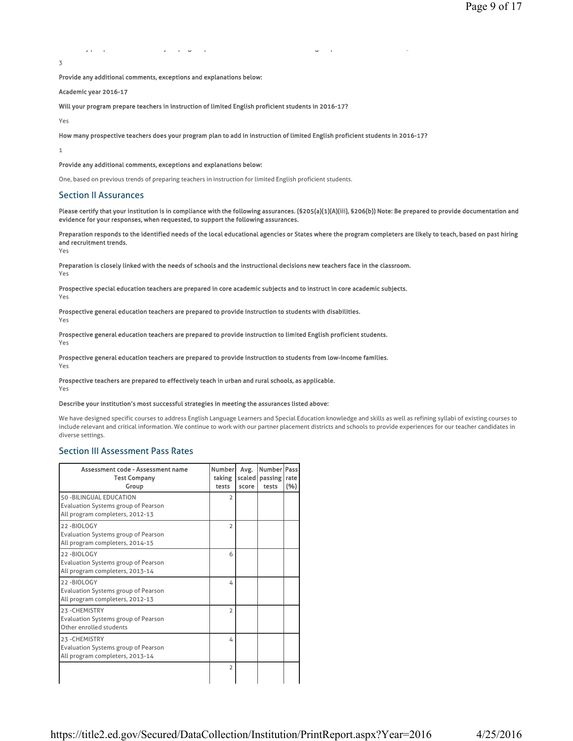3

**Provide any additional comments, exceptions and explanations below:**

**Academic year 2016-17**

**Will your program prepare teachers in instruction of limited English proficient students in 2016-17?**

Yes

**How many prospective teachers does your program plan to add in instruction of limited English proficient students in 2016-17?**

1

**Provide any additional comments, exceptions and explanations below:**

One, based on previous trends of preparing teachers in instruction for limited English proficient students.

## Section II Assurances

**Please certify that your institution is in compliance with the following assurances. (§205(a)(1)(A)(iii), §206(b)) Note: Be prepared to provide documentation and evidence for your responses, when requested, to support the following assurances.**

**Preparation responds to the identified needs of the local educational agencies or States where the program completers are likely to teach, based on past hiring and recruitment trends.**
Yes

**Preparation is closely linked with the needs of schools and the instructional decisions new teachers face in the classroom.**
Yes

**Prospective special education teachers are prepared in core academic subjects and to instruct in core academic subjects.**
Yes

**Prospective general education teachers are prepared to provide instruction to students with disabilities.**
Yes

**Prospective general education teachers are prepared to provide instruction to limited English proficient students.**
Yes

**Prospective general education teachers are prepared to provide instruction to students from low-income families.**
Yes

**Prospective teachers are prepared to effectively teach in urban and rural schools, as applicable.**
Yes

**Describe your institution's most successful strategies in meeting the assurances listed above:**

We have designed specific courses to address English Language Learners and Special Education knowledge and skills as well as refining syllabi of existing courses to include relevant and critical information. We continue to work with our partner placement districts and schools to provide experiences for our teacher candidates in diverse settings.

## Section III Assessment Pass Rates

| Assessment code - Assessment name<br>Test Company<br>Group | Number taking tests | Avg. scaled score | Number passing tests | Pass rate (%) |
|---|---|---|---|---|
| 50 -BILINGUAL EDUCATION<br>Evaluation Systems group of Pearson<br>All program completers, 2012-13 | 2 | | | |
| 22 -BIOLOGY<br>Evaluation Systems group of Pearson<br>All program completers, 2014-15 | 2 | | | |
| 22 -BIOLOGY<br>Evaluation Systems group of Pearson<br>All program completers, 2013-14 | 6 | | | |
| 22 -BIOLOGY<br>Evaluation Systems group of Pearson<br>All program completers, 2012-13 | 4 | | | |
| 23 -CHEMISTRY<br>Evaluation Systems group of Pearson<br>Other enrolled students | 2 | | | |
| 23 -CHEMISTRY<br>Evaluation Systems group of Pearson<br>All program completers, 2013-14 | 4 | | | |
| | 2 | | | |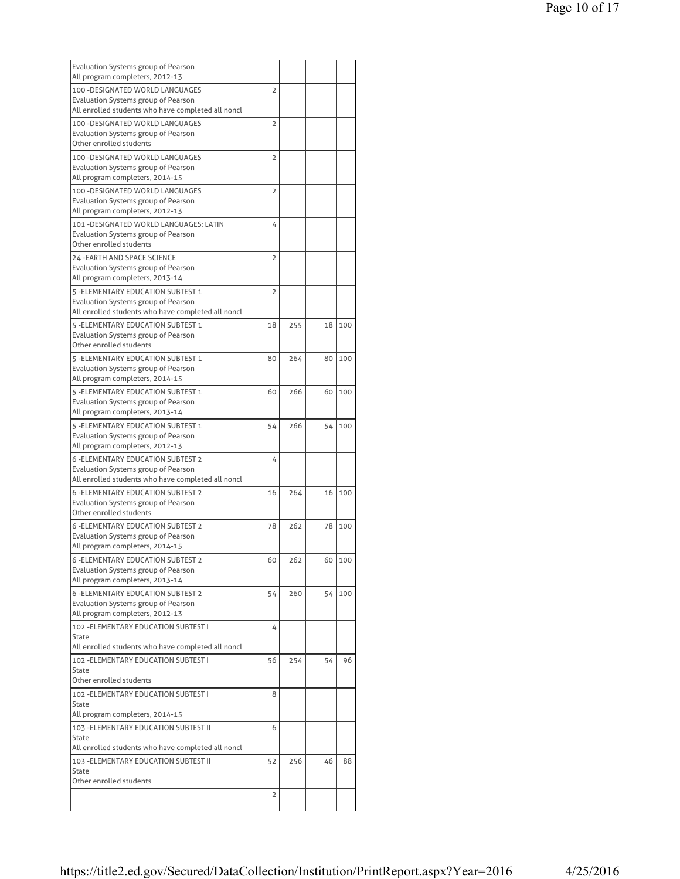| | | | | |
|---|---|---|---|---|
| Evaluation Systems group of Pearson<br>All program completers, 2012-13 | | | | |
| 100 -DESIGNATED WORLD LANGUAGES<br>Evaluation Systems group of Pearson<br>All enrolled students who have completed all noncl | 2 | | | |
| 100 -DESIGNATED WORLD LANGUAGES<br>Evaluation Systems group of Pearson<br>Other enrolled students | 2 | | | |
| 100 -DESIGNATED WORLD LANGUAGES<br>Evaluation Systems group of Pearson<br>All program completers, 2014-15 | 2 | | | |
| 100 -DESIGNATED WORLD LANGUAGES<br>Evaluation Systems group of Pearson<br>All program completers, 2012-13 | 2 | | | |
| 101 -DESIGNATED WORLD LANGUAGES: LATIN<br>Evaluation Systems group of Pearson<br>Other enrolled students | 4 | | | |
| 24 -EARTH AND SPACE SCIENCE<br>Evaluation Systems group of Pearson<br>All program completers, 2013-14 | 2 | | | |
| 5 -ELEMENTARY EDUCATION SUBTEST 1<br>Evaluation Systems group of Pearson<br>All enrolled students who have completed all noncl | 2 | | | |
| 5 -ELEMENTARY EDUCATION SUBTEST 1<br>Evaluation Systems group of Pearson<br>Other enrolled students | 18 | 255 | 18 | 100 |
| 5 -ELEMENTARY EDUCATION SUBTEST 1<br>Evaluation Systems group of Pearson<br>All program completers, 2014-15 | 80 | 264 | 80 | 100 |
| 5 -ELEMENTARY EDUCATION SUBTEST 1<br>Evaluation Systems group of Pearson<br>All program completers, 2013-14 | 60 | 266 | 60 | 100 |
| 5 -ELEMENTARY EDUCATION SUBTEST 1<br>Evaluation Systems group of Pearson<br>All program completers, 2012-13 | 54 | 266 | 54 | 100 |
| 6 -ELEMENTARY EDUCATION SUBTEST 2<br>Evaluation Systems group of Pearson<br>All enrolled students who have completed all noncl | 4 | | | |
| 6 -ELEMENTARY EDUCATION SUBTEST 2<br>Evaluation Systems group of Pearson<br>Other enrolled students | 16 | 264 | 16 | 100 |
| 6 -ELEMENTARY EDUCATION SUBTEST 2<br>Evaluation Systems group of Pearson<br>All program completers, 2014-15 | 78 | 262 | 78 | 100 |
| 6 -ELEMENTARY EDUCATION SUBTEST 2<br>Evaluation Systems group of Pearson<br>All program completers, 2013-14 | 60 | 262 | 60 | 100 |
| 6 -ELEMENTARY EDUCATION SUBTEST 2<br>Evaluation Systems group of Pearson<br>All program completers, 2012-13 | 54 | 260 | 54 | 100 |
| 102 -ELEMENTARY EDUCATION SUBTEST I<br>State<br>All enrolled students who have completed all noncl | 4 | | | |
| 102 -ELEMENTARY EDUCATION SUBTEST I<br>State<br>Other enrolled students | 56 | 254 | 54 | 96 |
| 102 -ELEMENTARY EDUCATION SUBTEST I<br>State<br>All program completers, 2014-15 | 8 | | | |
| 103 -ELEMENTARY EDUCATION SUBTEST II<br>State<br>All enrolled students who have completed all noncl | 6 | | | |
| 103 -ELEMENTARY EDUCATION SUBTEST II<br>State<br>Other enrolled students | 52 | 256 | 46 | 88 |
| | 2 | | | |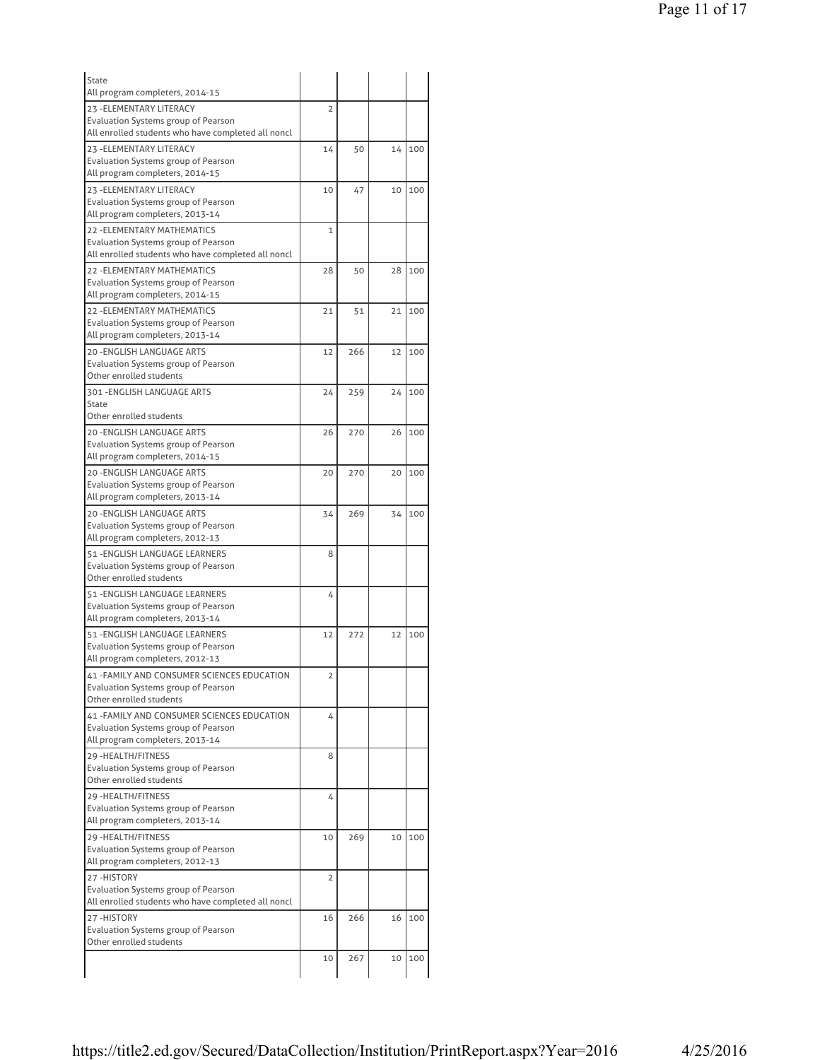| | | | | |
|---|---|---|---|---|
| State<br>All program completers, 2014-15 | | | | |
| 23 -ELEMENTARY LITERACY<br>Evaluation Systems group of Pearson<br>All enrolled students who have completed all noncl | 2 | | | |
| 23 -ELEMENTARY LITERACY<br>Evaluation Systems group of Pearson<br>All program completers, 2014-15 | 14 | 50 | 14 | 100 |
| 23 -ELEMENTARY LITERACY<br>Evaluation Systems group of Pearson<br>All program completers, 2013-14 | 10 | 47 | 10 | 100 |
| 22 -ELEMENTARY MATHEMATICS<br>Evaluation Systems group of Pearson<br>All enrolled students who have completed all noncl | 1 | | | |
| 22 -ELEMENTARY MATHEMATICS<br>Evaluation Systems group of Pearson<br>All program completers, 2014-15 | 28 | 50 | 28 | 100 |
| 22 -ELEMENTARY MATHEMATICS<br>Evaluation Systems group of Pearson<br>All program completers, 2013-14 | 21 | 51 | 21 | 100 |
| 20 -ENGLISH LANGUAGE ARTS<br>Evaluation Systems group of Pearson<br>Other enrolled students | 12 | 266 | 12 | 100 |
| 301 -ENGLISH LANGUAGE ARTS<br>State<br>Other enrolled students | 24 | 259 | 24 | 100 |
| 20 -ENGLISH LANGUAGE ARTS<br>Evaluation Systems group of Pearson<br>All program completers, 2014-15 | 26 | 270 | 26 | 100 |
| 20 -ENGLISH LANGUAGE ARTS<br>Evaluation Systems group of Pearson<br>All program completers, 2013-14 | 20 | 270 | 20 | 100 |
| 20 -ENGLISH LANGUAGE ARTS<br>Evaluation Systems group of Pearson<br>All program completers, 2012-13 | 34 | 269 | 34 | 100 |
| 51 -ENGLISH LANGUAGE LEARNERS<br>Evaluation Systems group of Pearson<br>Other enrolled students | 8 | | | |
| 51 -ENGLISH LANGUAGE LEARNERS<br>Evaluation Systems group of Pearson<br>All program completers, 2013-14 | 4 | | | |
| 51 -ENGLISH LANGUAGE LEARNERS<br>Evaluation Systems group of Pearson<br>All program completers, 2012-13 | 12 | 272 | 12 | 100 |
| 41 -FAMILY AND CONSUMER SCIENCES EDUCATION<br>Evaluation Systems group of Pearson<br>Other enrolled students | 2 | | | |
| 41 -FAMILY AND CONSUMER SCIENCES EDUCATION<br>Evaluation Systems group of Pearson<br>All program completers, 2013-14 | 4 | | | |
| 29 -HEALTH/FITNESS<br>Evaluation Systems group of Pearson<br>Other enrolled students | 8 | | | |
| 29 -HEALTH/FITNESS<br>Evaluation Systems group of Pearson<br>All program completers, 2013-14 | 4 | | | |
| 29 -HEALTH/FITNESS<br>Evaluation Systems group of Pearson<br>All program completers, 2012-13 | 10 | 269 | 10 | 100 |
| 27 -HISTORY<br>Evaluation Systems group of Pearson<br>All enrolled students who have completed all noncl | 2 | | | |
| 27 -HISTORY<br>Evaluation Systems group of Pearson<br>Other enrolled students | 16 | 266 | 16 | 100 |
| | 10 | 267 | 10 | 100 |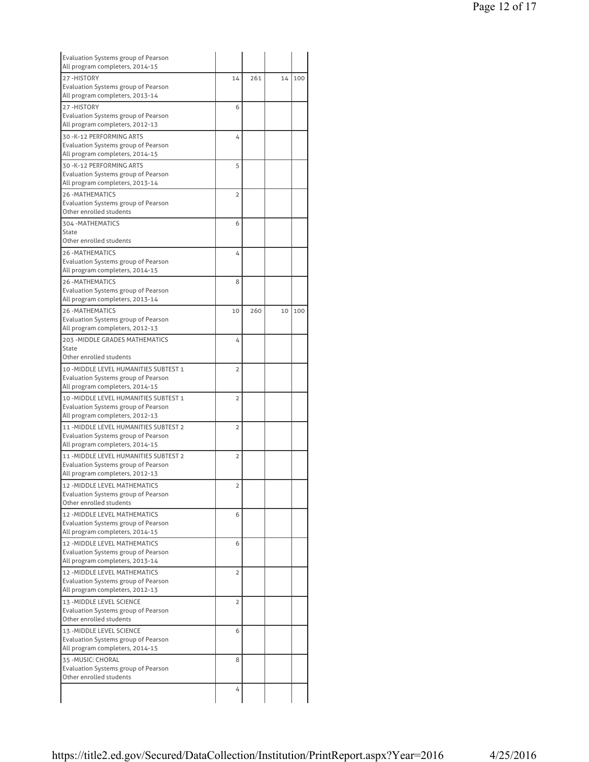| | | | | |
|---|---|---|---|---|
| Evaluation Systems group of Pearson<br>All program completers, 2014-15 | | | | |
| 27 -HISTORY<br>Evaluation Systems group of Pearson<br>All program completers, 2013-14 | 14 | 261 | 14 | 100 |
| 27 -HISTORY<br>Evaluation Systems group of Pearson<br>All program completers, 2012-13 | 6 | | | |
| 30 -K-12 PERFORMING ARTS<br>Evaluation Systems group of Pearson<br>All program completers, 2014-15 | 4 | | | |
| 30 -K-12 PERFORMING ARTS<br>Evaluation Systems group of Pearson<br>All program completers, 2013-14 | 5 | | | |
| 26 -MATHEMATICS<br>Evaluation Systems group of Pearson<br>Other enrolled students | 2 | | | |
| 304 -MATHEMATICS<br>State<br>Other enrolled students | 6 | | | |
| 26 -MATHEMATICS<br>Evaluation Systems group of Pearson<br>All program completers, 2014-15 | 4 | | | |
| 26 -MATHEMATICS<br>Evaluation Systems group of Pearson<br>All program completers, 2013-14 | 8 | | | |
| 26 -MATHEMATICS<br>Evaluation Systems group of Pearson<br>All program completers, 2012-13 | 10 | 260 | 10 | 100 |
| 203 -MIDDLE GRADES MATHEMATICS<br>State<br>Other enrolled students | 4 | | | |
| 10 -MIDDLE LEVEL HUMANITIES SUBTEST 1<br>Evaluation Systems group of Pearson<br>All program completers, 2014-15 | 2 | | | |
| 10 -MIDDLE LEVEL HUMANITIES SUBTEST 1<br>Evaluation Systems group of Pearson<br>All program completers, 2012-13 | 2 | | | |
| 11 -MIDDLE LEVEL HUMANITIES SUBTEST 2<br>Evaluation Systems group of Pearson<br>All program completers, 2014-15 | 2 | | | |
| 11 -MIDDLE LEVEL HUMANITIES SUBTEST 2<br>Evaluation Systems group of Pearson<br>All program completers, 2012-13 | 2 | | | |
| 12 -MIDDLE LEVEL MATHEMATICS<br>Evaluation Systems group of Pearson<br>Other enrolled students | 2 | | | |
| 12 -MIDDLE LEVEL MATHEMATICS<br>Evaluation Systems group of Pearson<br>All program completers, 2014-15 | 6 | | | |
| 12 -MIDDLE LEVEL MATHEMATICS<br>Evaluation Systems group of Pearson<br>All program completers, 2013-14 | 6 | | | |
| 12 -MIDDLE LEVEL MATHEMATICS<br>Evaluation Systems group of Pearson<br>All program completers, 2012-13 | 2 | | | |
| 13 -MIDDLE LEVEL SCIENCE<br>Evaluation Systems group of Pearson<br>Other enrolled students | 2 | | | |
| 13 -MIDDLE LEVEL SCIENCE<br>Evaluation Systems group of Pearson<br>All program completers, 2014-15 | 6 | | | |
| 35 -MUSIC: CHORAL<br>Evaluation Systems group of Pearson<br>Other enrolled students | 8 | | | |
| | 4 | | | |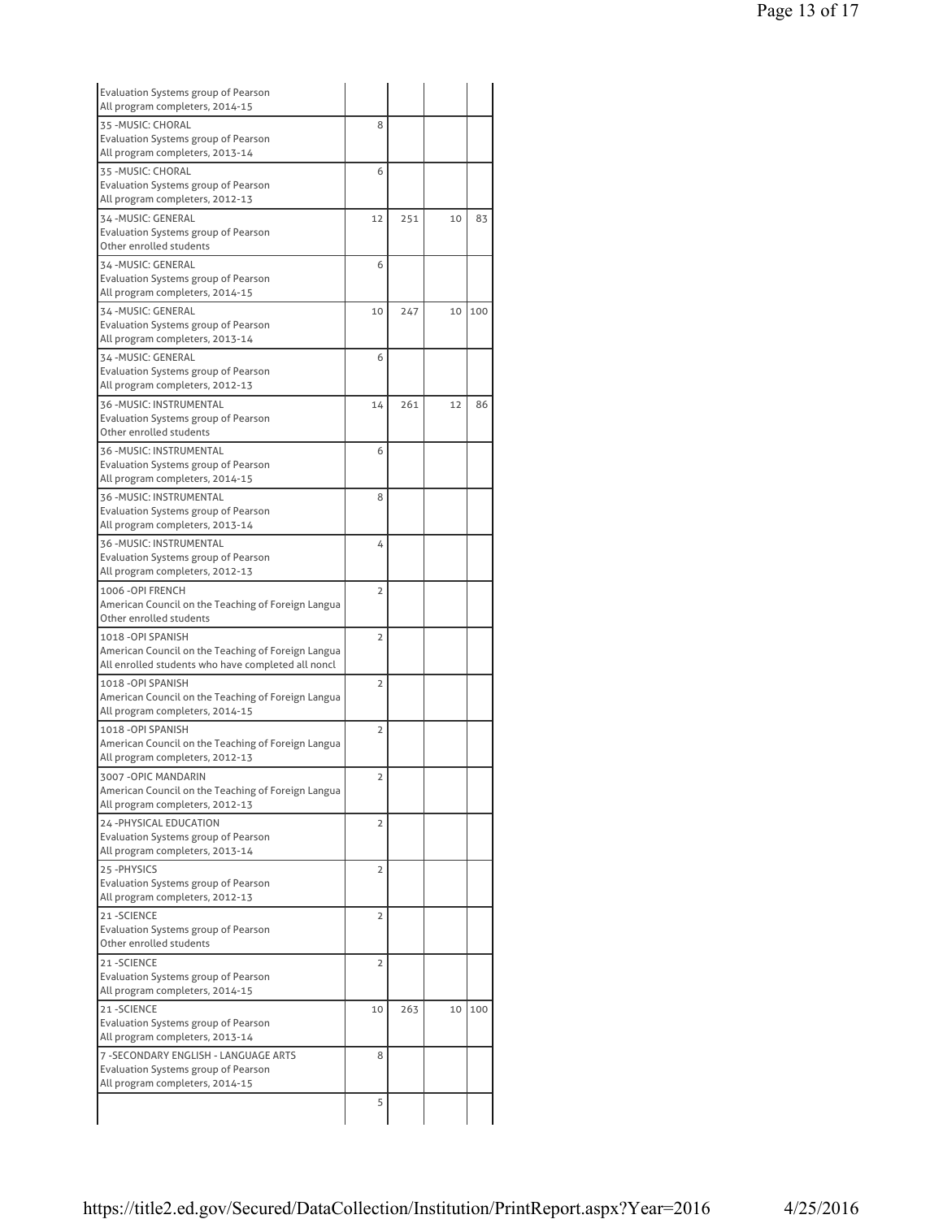| | | | | |
|---|---|---|---|---|
| Evaluation Systems group of Pearson<br>All program completers, 2014-15 | | | | |
| 35 -MUSIC: CHORAL<br>Evaluation Systems group of Pearson<br>All program completers, 2013-14 | 8 | | | |
| 35 -MUSIC: CHORAL<br>Evaluation Systems group of Pearson<br>All program completers, 2012-13 | 6 | | | |
| 34 -MUSIC: GENERAL<br>Evaluation Systems group of Pearson<br>Other enrolled students | 12 | 251 | 10 | 83 |
| 34 -MUSIC: GENERAL<br>Evaluation Systems group of Pearson<br>All program completers, 2014-15 | 6 | | | |
| 34 -MUSIC: GENERAL<br>Evaluation Systems group of Pearson<br>All program completers, 2013-14 | 10 | 247 | 10 | 100 |
| 34 -MUSIC: GENERAL<br>Evaluation Systems group of Pearson<br>All program completers, 2012-13 | 6 | | | |
| 36 -MUSIC: INSTRUMENTAL<br>Evaluation Systems group of Pearson<br>Other enrolled students | 14 | 261 | 12 | 86 |
| 36 -MUSIC: INSTRUMENTAL<br>Evaluation Systems group of Pearson<br>All program completers, 2014-15 | 6 | | | |
| 36 -MUSIC: INSTRUMENTAL<br>Evaluation Systems group of Pearson<br>All program completers, 2013-14 | 8 | | | |
| 36 -MUSIC: INSTRUMENTAL<br>Evaluation Systems group of Pearson<br>All program completers, 2012-13 | 4 | | | |
| 1006 -OPI FRENCH<br>American Council on the Teaching of Foreign Langua<br>Other enrolled students | 2 | | | |
| 1018 -OPI SPANISH<br>American Council on the Teaching of Foreign Langua<br>All enrolled students who have completed all noncl | 2 | | | |
| 1018 -OPI SPANISH<br>American Council on the Teaching of Foreign Langua<br>All program completers, 2014-15 | 2 | | | |
| 1018 -OPI SPANISH<br>American Council on the Teaching of Foreign Langua<br>All program completers, 2012-13 | 2 | | | |
| 3007 -OPIC MANDARIN<br>American Council on the Teaching of Foreign Langua<br>All program completers, 2012-13 | 2 | | | |
| 24 -PHYSICAL EDUCATION<br>Evaluation Systems group of Pearson<br>All program completers, 2013-14 | 2 | | | |
| 25 -PHYSICS<br>Evaluation Systems group of Pearson<br>All program completers, 2012-13 | 2 | | | |
| 21 -SCIENCE<br>Evaluation Systems group of Pearson<br>Other enrolled students | 2 | | | |
| 21 -SCIENCE<br>Evaluation Systems group of Pearson<br>All program completers, 2014-15 | 2 | | | |
| 21 -SCIENCE<br>Evaluation Systems group of Pearson<br>All program completers, 2013-14 | 10 | 263 | 10 | 100 |
| 7 -SECONDARY ENGLISH - LANGUAGE ARTS<br>Evaluation Systems group of Pearson<br>All program completers, 2014-15 | 8 | | | |
| | 5 | | | |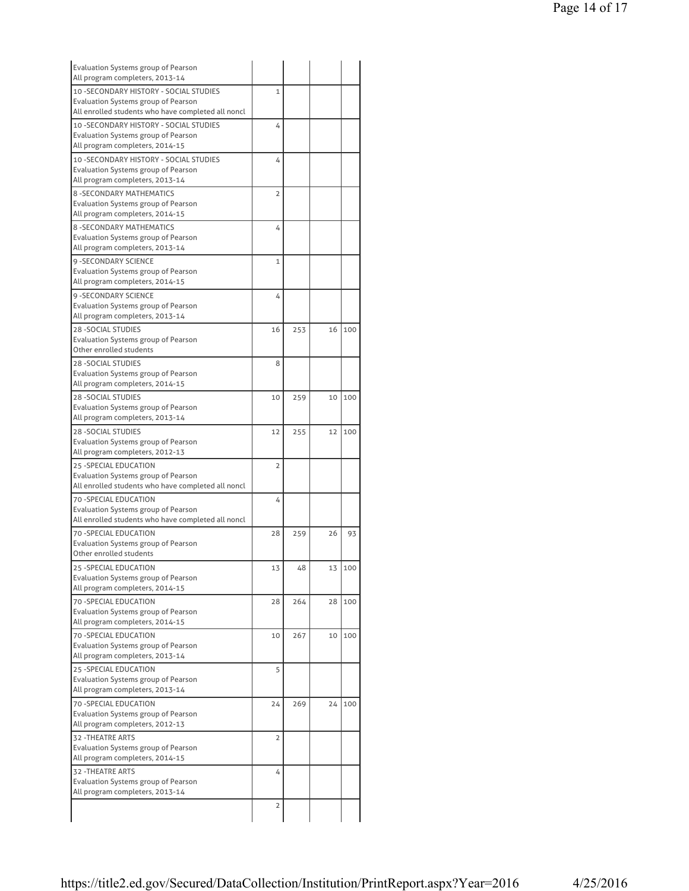| | | | | |
|---|---|---|---|---|
| Evaluation Systems group of Pearson<br>All program completers, 2013-14 | | | | |
| 10 -SECONDARY HISTORY - SOCIAL STUDIES<br>Evaluation Systems group of Pearson<br>All enrolled students who have completed all noncl | 1 | | | |
| 10 -SECONDARY HISTORY - SOCIAL STUDIES<br>Evaluation Systems group of Pearson<br>All program completers, 2014-15 | 4 | | | |
| 10 -SECONDARY HISTORY - SOCIAL STUDIES<br>Evaluation Systems group of Pearson<br>All program completers, 2013-14 | 4 | | | |
| 8 -SECONDARY MATHEMATICS<br>Evaluation Systems group of Pearson<br>All program completers, 2014-15 | 2 | | | |
| 8 -SECONDARY MATHEMATICS<br>Evaluation Systems group of Pearson<br>All program completers, 2013-14 | 4 | | | |
| 9 -SECONDARY SCIENCE<br>Evaluation Systems group of Pearson<br>All program completers, 2014-15 | 1 | | | |
| 9 -SECONDARY SCIENCE<br>Evaluation Systems group of Pearson<br>All program completers, 2013-14 | 4 | | | |
| 28 -SOCIAL STUDIES<br>Evaluation Systems group of Pearson<br>Other enrolled students | 16 | 253 | 16 | 100 |
| 28 -SOCIAL STUDIES<br>Evaluation Systems group of Pearson<br>All program completers, 2014-15 | 8 | | | |
| 28 -SOCIAL STUDIES<br>Evaluation Systems group of Pearson<br>All program completers, 2013-14 | 10 | 259 | 10 | 100 |
| 28 -SOCIAL STUDIES<br>Evaluation Systems group of Pearson<br>All program completers, 2012-13 | 12 | 255 | 12 | 100 |
| 25 -SPECIAL EDUCATION<br>Evaluation Systems group of Pearson<br>All enrolled students who have completed all noncl | 2 | | | |
| 70 -SPECIAL EDUCATION<br>Evaluation Systems group of Pearson<br>All enrolled students who have completed all noncl | 4 | | | |
| 70 -SPECIAL EDUCATION<br>Evaluation Systems group of Pearson<br>Other enrolled students | 28 | 259 | 26 | 93 |
| 25 -SPECIAL EDUCATION<br>Evaluation Systems group of Pearson<br>All program completers, 2014-15 | 13 | 48 | 13 | 100 |
| 70 -SPECIAL EDUCATION<br>Evaluation Systems group of Pearson<br>All program completers, 2014-15 | 28 | 264 | 28 | 100 |
| 70 -SPECIAL EDUCATION<br>Evaluation Systems group of Pearson<br>All program completers, 2013-14 | 10 | 267 | 10 | 100 |
| 25 -SPECIAL EDUCATION<br>Evaluation Systems group of Pearson<br>All program completers, 2013-14 | 5 | | | |
| 70 -SPECIAL EDUCATION<br>Evaluation Systems group of Pearson<br>All program completers, 2012-13 | 24 | 269 | 24 | 100 |
| 32 -THEATRE ARTS<br>Evaluation Systems group of Pearson<br>All program completers, 2014-15 | 2 | | | |
| 32 -THEATRE ARTS<br>Evaluation Systems group of Pearson<br>All program completers, 2013-14 | 4 | | | |
| | 2 | | | |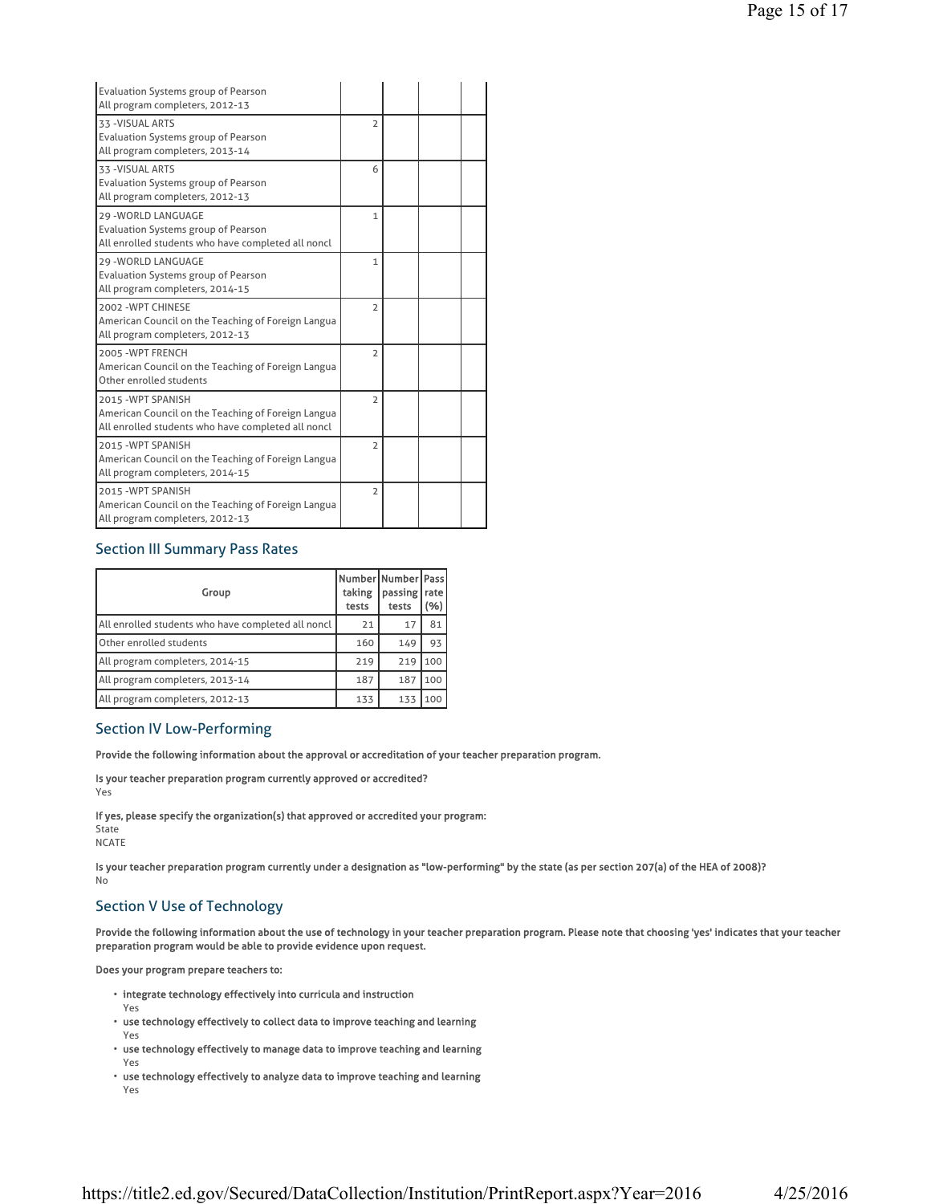| | | | | |
|---|---|---|---|---|
| Evaluation Systems group of Pearson<br>All program completers, 2012-13 | | | | |
| 33 -VISUAL ARTS<br>Evaluation Systems group of Pearson<br>All program completers, 2013-14 | 2 | | | |
| 33 -VISUAL ARTS<br>Evaluation Systems group of Pearson<br>All program completers, 2012-13 | 6 | | | |
| 29 -WORLD LANGUAGE<br>Evaluation Systems group of Pearson<br>All enrolled students who have completed all noncl | 1 | | | |
| 29 -WORLD LANGUAGE<br>Evaluation Systems group of Pearson<br>All program completers, 2014-15 | 1 | | | |
| 2002 -WPT CHINESE<br>American Council on the Teaching of Foreign Langua<br>All program completers, 2012-13 | 2 | | | |
| 2005 -WPT FRENCH<br>American Council on the Teaching of Foreign Langua<br>Other enrolled students | 2 | | | |
| 2015 -WPT SPANISH<br>American Council on the Teaching of Foreign Langua<br>All enrolled students who have completed all noncl | 2 | | | |
| 2015 -WPT SPANISH<br>American Council on the Teaching of Foreign Langua<br>All program completers, 2014-15 | 2 | | | |
| 2015 -WPT SPANISH<br>American Council on the Teaching of Foreign Langua<br>All program completers, 2012-13 | 2 | | | |

## Section III Summary Pass Rates

| Group | Number taking tests | Number passing tests | Pass rate (%) |
|---|---|---|---|
| All enrolled students who have completed all noncl | 21 | 17 | 81 |
| Other enrolled students | 160 | 149 | 93 |
| All program completers, 2014-15 | 219 | 219 | 100 |
| All program completers, 2013-14 | 187 | 187 | 100 |
| All program completers, 2012-13 | 133 | 133 | 100 |

## Section IV Low-Performing

**Provide the following information about the approval or accreditation of your teacher preparation program.**

**Is your teacher preparation program currently approved or accredited?**
Yes

**If yes, please specify the organization(s) that approved or accredited your program:**
State
NCATE

**Is your teacher preparation program currently under a designation as "low-performing" by the state (as per section 207(a) of the HEA of 2008)?**
No

## Section V Use of Technology

**Provide the following information about the use of technology in your teacher preparation program. Please note that choosing 'yes' indicates that your teacher preparation program would be able to provide evidence upon request.**

**Does your program prepare teachers to:**

- **integrate technology effectively into curricula and instruction**
  Yes
- **use technology effectively to collect data to improve teaching and learning**
  Yes
- **use technology effectively to manage data to improve teaching and learning**
  Yes
- **use technology effectively to analyze data to improve teaching and learning**
  Yes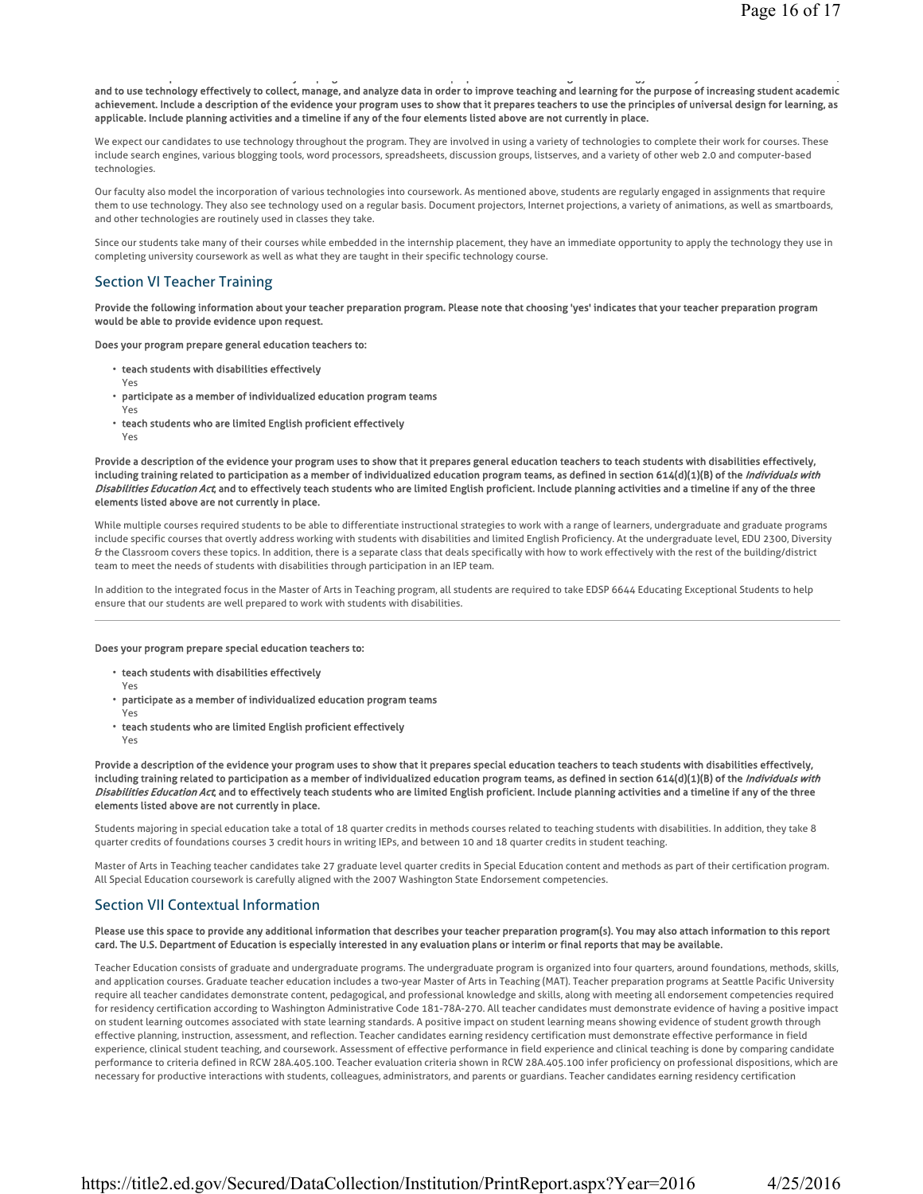**and to use technology effectively to collect, manage, and analyze data in order to improve teaching and learning for the purpose of increasing student academic achievement. Include a description of the evidence your program uses to show that it prepares teachers to use the principles of universal design for learning, as applicable. Include planning activities and a timeline if any of the four elements listed above are not currently in place.**

We expect our candidates to use technology throughout the program. They are involved in using a variety of technologies to complete their work for courses. These include search engines, various blogging tools, word processors, spreadsheets, discussion groups, listserves, and a variety of other web 2.0 and computer-based technologies.

Our faculty also model the incorporation of various technologies into coursework. As mentioned above, students are regularly engaged in assignments that require them to use technology. They also see technology used on a regular basis. Document projectors, Internet projections, a variety of animations, as well as smartboards, and other technologies are routinely used in classes they take.

Since our students take many of their courses while embedded in the internship placement, they have an immediate opportunity to apply the technology they use in completing university coursework as well as what they are taught in their specific technology course.

## Section VI Teacher Training

**Provide the following information about your teacher preparation program. Please note that choosing 'yes' indicates that your teacher preparation program would be able to provide evidence upon request.**

**Does your program prepare general education teachers to:**

- **teach students with disabilities effectively**
  Yes
- **participate as a member of individualized education program teams**
  Yes
- **teach students who are limited English proficient effectively**
  Yes

**Provide a description of the evidence your program uses to show that it prepares general education teachers to teach students with disabilities effectively, including training related to participation as a member of individualized education program teams, as defined in section 614(d)(1)(B) of the *Individuals with Disabilities Education Act*, and to effectively teach students who are limited English proficient. Include planning activities and a timeline if any of the three elements listed above are not currently in place.**

While multiple courses required students to be able to differentiate instructional strategies to work with a range of learners, undergraduate and graduate programs include specific courses that overtly address working with students with disabilities and limited English Proficiency. At the undergraduate level, EDU 2300, Diversity & the Classroom covers these topics. In addition, there is a separate class that deals specifically with how to work effectively with the rest of the building/district team to meet the needs of students with disabilities through participation in an IEP team.

In addition to the integrated focus in the Master of Arts in Teaching program, all students are required to take EDSP 6644 Educating Exceptional Students to help ensure that our students are well prepared to work with students with disabilities.

---

**Does your program prepare special education teachers to:**

- **teach students with disabilities effectively**
  Yes
- **participate as a member of individualized education program teams**
  Yes
- **teach students who are limited English proficient effectively**
  Yes

**Provide a description of the evidence your program uses to show that it prepares special education teachers to teach students with disabilities effectively, including training related to participation as a member of individualized education program teams, as defined in section 614(d)(1)(B) of the *Individuals with Disabilities Education Act*, and to effectively teach students who are limited English proficient. Include planning activities and a timeline if any of the three elements listed above are not currently in place.**

Students majoring in special education take a total of 18 quarter credits in methods courses related to teaching students with disabilities. In addition, they take 8 quarter credits of foundations courses 3 credit hours in writing IEPs, and between 10 and 18 quarter credits in student teaching.

Master of Arts in Teaching teacher candidates take 27 graduate level quarter credits in Special Education content and methods as part of their certification program. All Special Education coursework is carefully aligned with the 2007 Washington State Endorsement competencies.

## Section VII Contextual Information

**Please use this space to provide any additional information that describes your teacher preparation program(s). You may also attach information to this report card. The U.S. Department of Education is especially interested in any evaluation plans or interim or final reports that may be available.**

Teacher Education consists of graduate and undergraduate programs. The undergraduate program is organized into four quarters, around foundations, methods, skills, and application courses. Graduate teacher education includes a two-year Master of Arts in Teaching (MAT). Teacher preparation programs at Seattle Pacific University require all teacher candidates demonstrate content, pedagogical, and professional knowledge and skills, along with meeting all endorsement competencies required for residency certification according to Washington Administrative Code 181-78A-270. All teacher candidates must demonstrate evidence of having a positive impact on student learning outcomes associated with state learning standards. A positive impact on student learning means showing evidence of student growth through effective planning, instruction, assessment, and reflection. Teacher candidates earning residency certification must demonstrate effective performance in field experience, clinical student teaching, and coursework. Assessment of effective performance in field experience and clinical teaching is done by comparing candidate performance to criteria defined in RCW 28A.405.100. Teacher evaluation criteria shown in RCW 28A.405.100 infer proficiency on professional dispositions, which are necessary for productive interactions with students, colleagues, administrators, and parents or guardians. Teacher candidates earning residency certification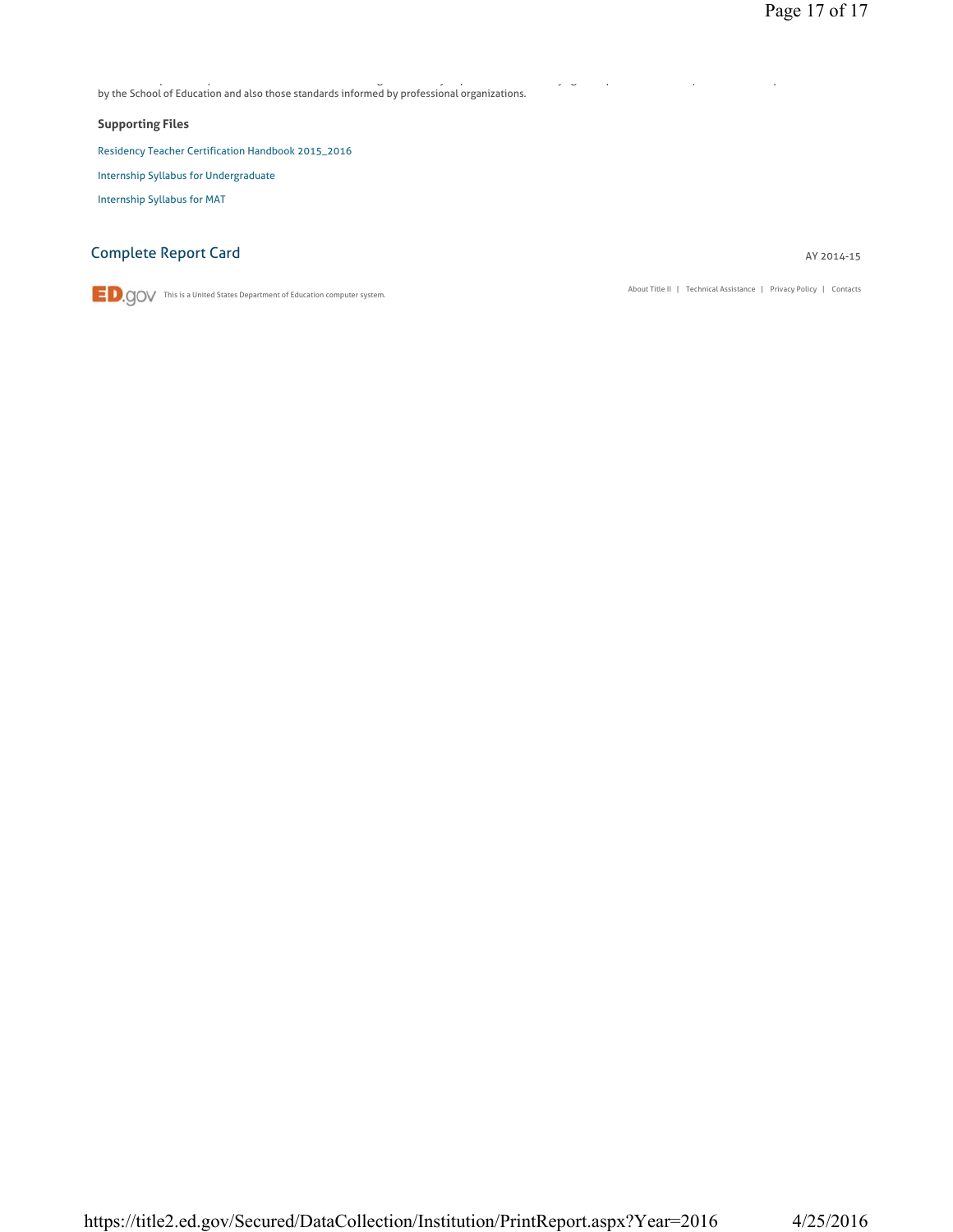by the School of Education and also those standards informed by professional organizations.

**Supporting Files**

Residency Teacher Certification Handbook 2015_2016

Internship Syllabus for Undergraduate

Internship Syllabus for MAT

## Complete Report Card

AY 2014-15

ED.gov This is a United States Department of Education computer system.

About Title II | Technical Assistance | Privacy Policy | Contacts